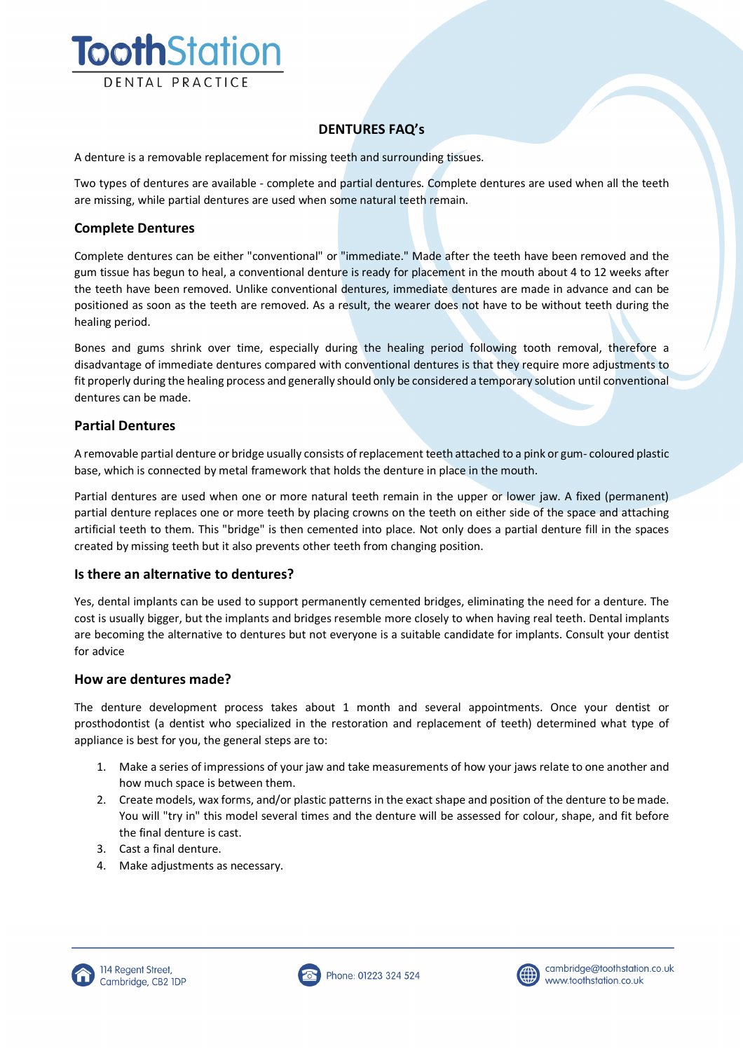# ToothStation

DENTAL PRACTICE

## DENTURES FAQ's

A denture is a removable replacement for missing teeth and surrounding tissues.

Two types of dentures are available - complete and partial dentures. Complete dentures are used when all the teeth are missing, while partial dentures are used when some natural teeth remain.

### Complete Dentures

Complete dentures can be either "conventional" or "immediate." Made after the teeth have been removed and the gum tissue has begun to heal, a conventional denture is ready for placement in the mouth about 4 to 12 weeks after the teeth have been removed. Unlike conventional dentures, immediate dentures are made in advance and can be positioned as soon as the teeth are removed. As a result, the wearer does not have to be without teeth during the healing period.

Bones and gums shrink over time, especially during the healing period following tooth removal, therefore a disadvantage of immediate dentures compared with conventional dentures is that they require more adjustments to fit properly during the healing process and generally should only be considered a temporary solution until conventional dentures can be made.

### Partial Dentures

A removable partial denture or bridge usually consists of replacement teeth attached to a pink or gum- coloured plastic base, which is connected by metal framework that holds the denture in place in the mouth.

Partial dentures are used when one or more natural teeth remain in the upper or lower jaw. A fixed (permanent) partial denture replaces one or more teeth by placing crowns on the teeth on either side of the space and attaching artificial teeth to them. This "bridge" is then cemented into place. Not only does a partial denture fill in the spaces created by missing teeth but it also prevents other teeth from changing position.

### Is there an alternative to dentures?

Yes, dental implants can be used to support permanently cemented bridges, eliminating the need for a denture. The cost is usually bigger, but the implants and bridges resemble more closely to when having real teeth. Dental implants are becoming the alternative to dentures but not everyone is a suitable candidate for implants. Consult your dentist for advice

### How are dentures made?

The denture development process takes about 1 month and several appointments. Once your dentist or prosthodontist (a dentist who specialized in the restoration and replacement of teeth) determined what type of appliance is best for you, the general steps are to:

1. Make a series of impressions of your jaw and take measurements of how your jaws relate to one another and how much space is between them.
2. Create models, wax forms, and/or plastic patterns in the exact shape and position of the denture to be made. You will "try in" this model several times and the denture will be assessed for colour, shape, and fit before the final denture is cast.
3. Cast a final denture.
4. Make adjustments as necessary.

114 Regent Street, Cambridge, CB2 1DP | Phone: 01223 324 524 | cambridge@toothstation.co.uk www.toothstation.co.uk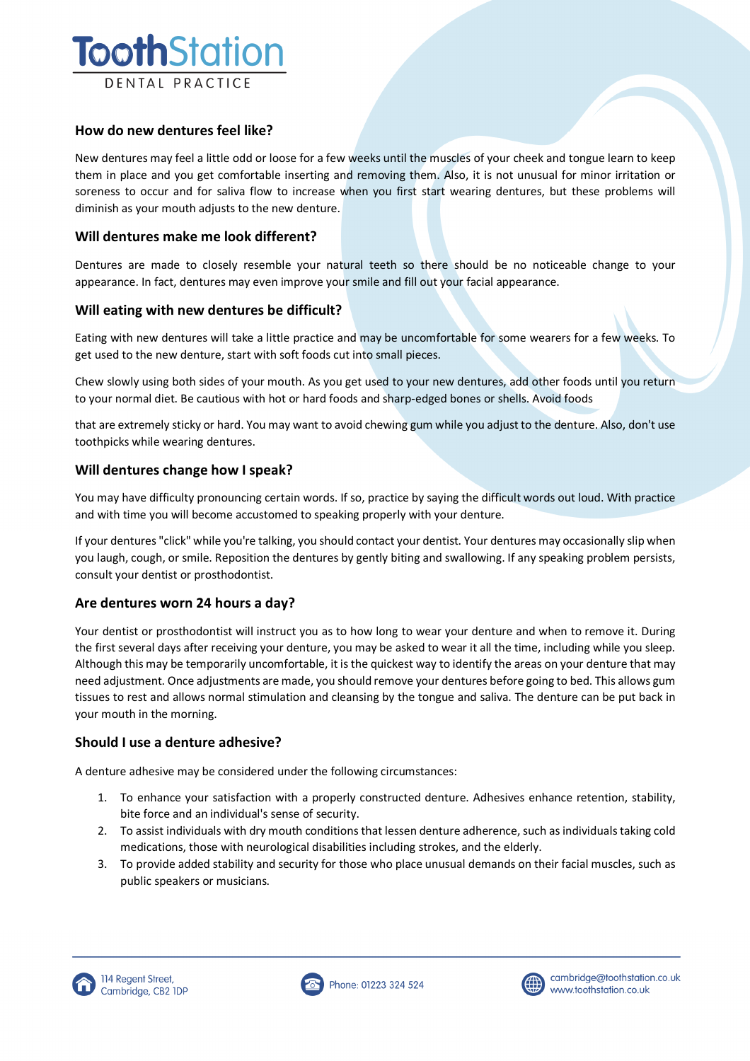## How do new dentures feel like?

New dentures may feel a little odd or loose for a few weeks until the muscles of your cheek and tongue learn to keep them in place and you get comfortable inserting and removing them. Also, it is not unusual for minor irritation or soreness to occur and for saliva flow to increase when you first start wearing dentures, but these problems will diminish as your mouth adjusts to the new denture.

## Will dentures make me look different?

Dentures are made to closely resemble your natural teeth so there should be no noticeable change to your appearance. In fact, dentures may even improve your smile and fill out your facial appearance.

## Will eating with new dentures be difficult?

Eating with new dentures will take a little practice and may be uncomfortable for some wearers for a few weeks. To get used to the new denture, start with soft foods cut into small pieces.

Chew slowly using both sides of your mouth. As you get used to your new dentures, add other foods until you return to your normal diet. Be cautious with hot or hard foods and sharp-edged bones or shells. Avoid foods

that are extremely sticky or hard. You may want to avoid chewing gum while you adjust to the denture. Also, don't use toothpicks while wearing dentures.

## Will dentures change how I speak?

You may have difficulty pronouncing certain words. If so, practice by saying the difficult words out loud. With practice and with time you will become accustomed to speaking properly with your denture.

If your dentures "click" while you're talking, you should contact your dentist. Your dentures may occasionally slip when you laugh, cough, or smile. Reposition the dentures by gently biting and swallowing. If any speaking problem persists, consult your dentist or prosthodontist.

## Are dentures worn 24 hours a day?

Your dentist or prosthodontist will instruct you as to how long to wear your denture and when to remove it. During the first several days after receiving your denture, you may be asked to wear it all the time, including while you sleep. Although this may be temporarily uncomfortable, it is the quickest way to identify the areas on your denture that may need adjustment. Once adjustments are made, you should remove your dentures before going to bed. This allows gum tissues to rest and allows normal stimulation and cleansing by the tongue and saliva. The denture can be put back in your mouth in the morning.

## Should I use a denture adhesive?

A denture adhesive may be considered under the following circumstances:

1. To enhance your satisfaction with a properly constructed denture. Adhesives enhance retention, stability, bite force and an individual's sense of security.
2. To assist individuals with dry mouth conditions that lessen denture adherence, such as individuals taking cold medications, those with neurological disabilities including strokes, and the elderly.
3. To provide added stability and security for those who place unusual demands on their facial muscles, such as public speakers or musicians.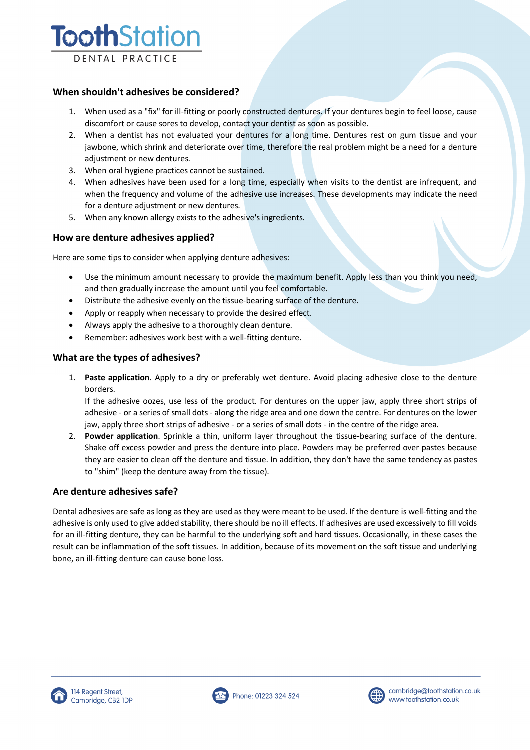## When shouldn't adhesives be considered?

1. When used as a "fix" for ill-fitting or poorly constructed dentures. If your dentures begin to feel loose, cause discomfort or cause sores to develop, contact your dentist as soon as possible.
2. When a dentist has not evaluated your dentures for a long time. Dentures rest on gum tissue and your jawbone, which shrink and deteriorate over time, therefore the real problem might be a need for a denture adjustment or new dentures.
3. When oral hygiene practices cannot be sustained.
4. When adhesives have been used for a long time, especially when visits to the dentist are infrequent, and when the frequency and volume of the adhesive use increases. These developments may indicate the need for a denture adjustment or new dentures.
5. When any known allergy exists to the adhesive's ingredients.

## How are denture adhesives applied?

Here are some tips to consider when applying denture adhesives:

- Use the minimum amount necessary to provide the maximum benefit. Apply less than you think you need, and then gradually increase the amount until you feel comfortable.
- Distribute the adhesive evenly on the tissue-bearing surface of the denture.
- Apply or reapply when necessary to provide the desired effect.
- Always apply the adhesive to a thoroughly clean denture.
- Remember: adhesives work best with a well-fitting denture.

## What are the types of adhesives?

1. **Paste application**. Apply to a dry or preferably wet denture. Avoid placing adhesive close to the denture borders.
   If the adhesive oozes, use less of the product. For dentures on the upper jaw, apply three short strips of adhesive - or a series of small dots - along the ridge area and one down the centre. For dentures on the lower jaw, apply three short strips of adhesive - or a series of small dots - in the centre of the ridge area.
2. **Powder application**. Sprinkle a thin, uniform layer throughout the tissue-bearing surface of the denture. Shake off excess powder and press the denture into place. Powders may be preferred over pastes because they are easier to clean off the denture and tissue. In addition, they don't have the same tendency as pastes to "shim" (keep the denture away from the tissue).

## Are denture adhesives safe?

Dental adhesives are safe as long as they are used as they were meant to be used. If the denture is well-fitting and the adhesive is only used to give added stability, there should be no ill effects. If adhesives are used excessively to fill voids for an ill-fitting denture, they can be harmful to the underlying soft and hard tissues. Occasionally, in these cases the result can be inflammation of the soft tissues. In addition, because of its movement on the soft tissue and underlying bone, an ill-fitting denture can cause bone loss.